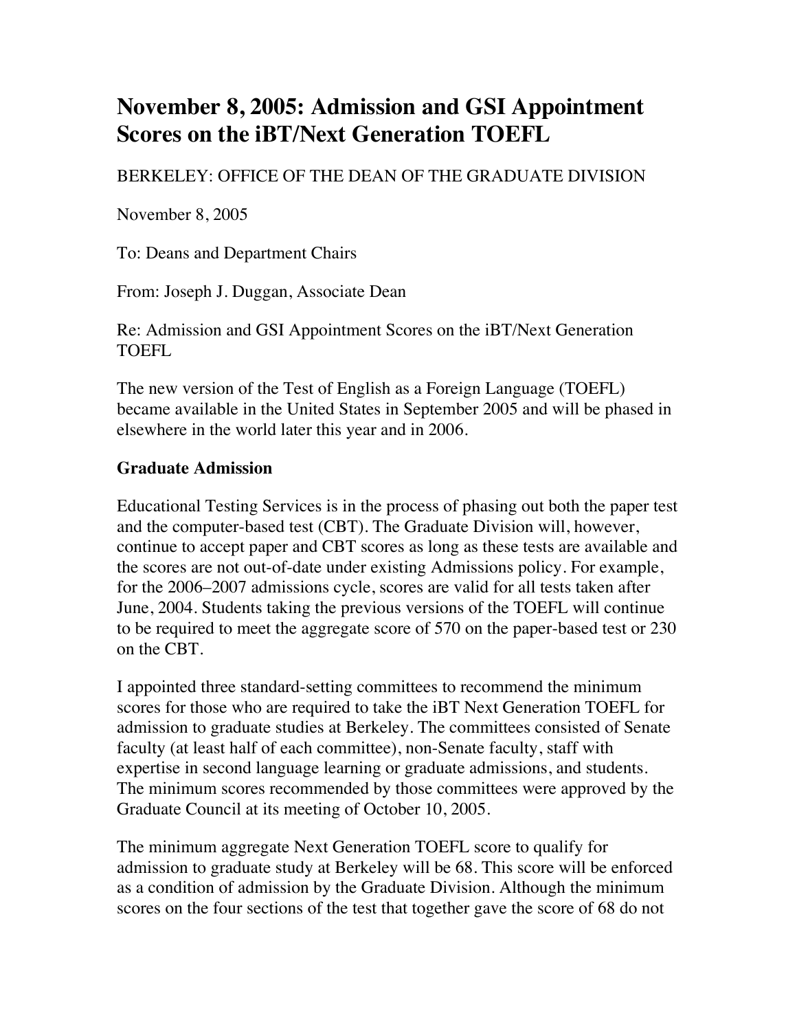# November 8, 2005: Admission and GSI Appointment Scores on the iBT/Next Generation TOEFL

BERKELEY: OFFICE OF THE DEAN OF THE GRADUATE DIVISION

November 8, 2005

To: Deans and Department Chairs

From: Joseph J. Duggan, Associate Dean

Re: Admission and GSI Appointment Scores on the iBT/Next Generation TOEFL

The new version of the Test of English as a Foreign Language (TOEFL) became available in the United States in September 2005 and will be phased in elsewhere in the world later this year and in 2006.

**Graduate Admission**

Educational Testing Services is in the process of phasing out both the paper test and the computer-based test (CBT). The Graduate Division will, however, continue to accept paper and CBT scores as long as these tests are available and the scores are not out-of-date under existing Admissions policy. For example, for the 2006–2007 admissions cycle, scores are valid for all tests taken after June, 2004. Students taking the previous versions of the TOEFL will continue to be required to meet the aggregate score of 570 on the paper-based test or 230 on the CBT.

I appointed three standard-setting committees to recommend the minimum scores for those who are required to take the iBT Next Generation TOEFL for admission to graduate studies at Berkeley. The committees consisted of Senate faculty (at least half of each committee), non-Senate faculty, staff with expertise in second language learning or graduate admissions, and students. The minimum scores recommended by those committees were approved by the Graduate Council at its meeting of October 10, 2005.

The minimum aggregate Next Generation TOEFL score to qualify for admission to graduate study at Berkeley will be 68. This score will be enforced as a condition of admission by the Graduate Division. Although the minimum scores on the four sections of the test that together gave the score of 68 do not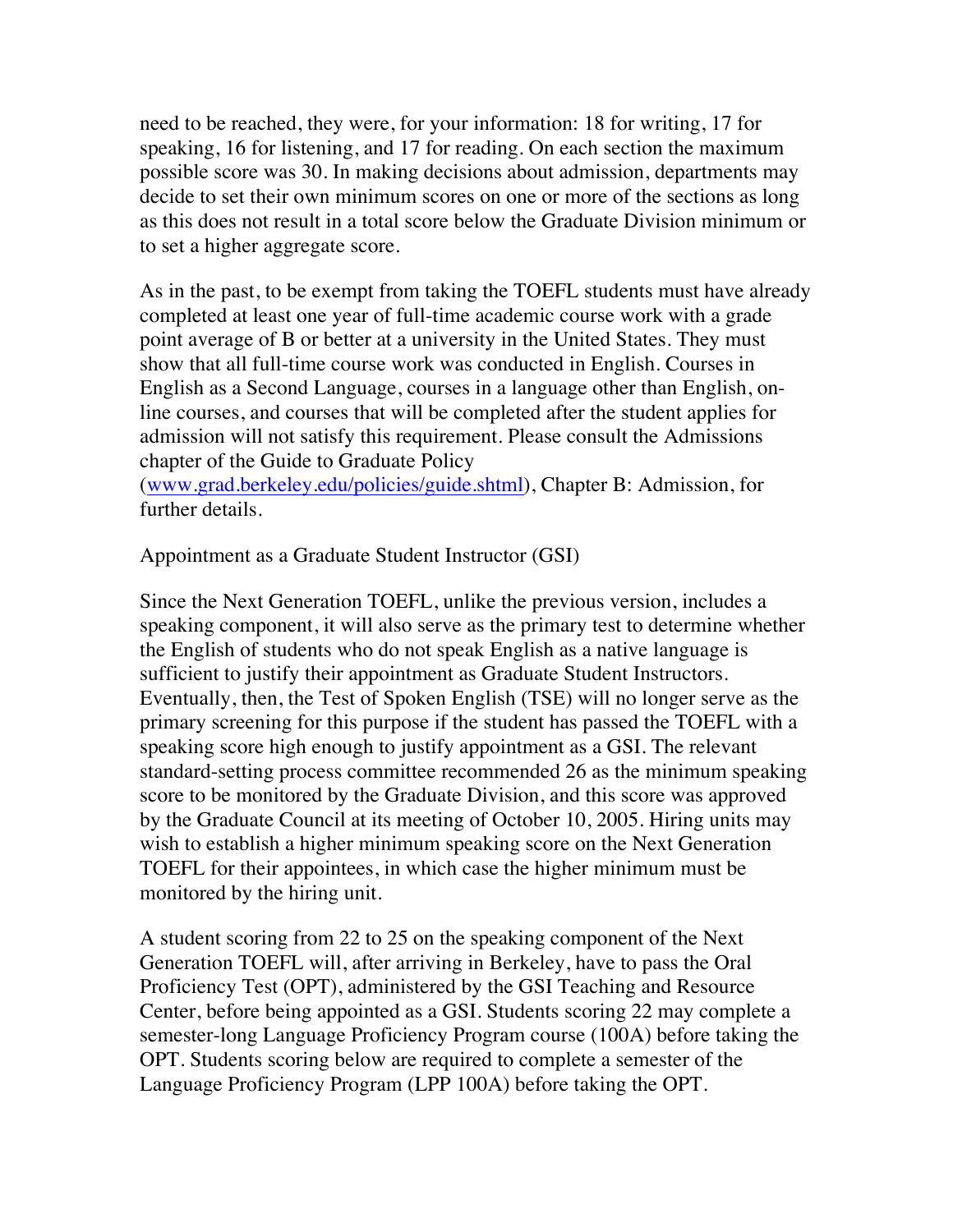need to be reached, they were, for your information: 18 for writing, 17 for speaking, 16 for listening, and 17 for reading. On each section the maximum possible score was 30. In making decisions about admission, departments may decide to set their own minimum scores on one or more of the sections as long as this does not result in a total score below the Graduate Division minimum or to set a higher aggregate score.

As in the past, to be exempt from taking the TOEFL students must have already completed at least one year of full-time academic course work with a grade point average of B or better at a university in the United States. They must show that all full-time course work was conducted in English. Courses in English as a Second Language, courses in a language other than English, on-line courses, and courses that will be completed after the student applies for admission will not satisfy this requirement. Please consult the Admissions chapter of the Guide to Graduate Policy (www.grad.berkeley.edu/policies/guide.shtml), Chapter B: Admission, for further details.

Appointment as a Graduate Student Instructor (GSI)

Since the Next Generation TOEFL, unlike the previous version, includes a speaking component, it will also serve as the primary test to determine whether the English of students who do not speak English as a native language is sufficient to justify their appointment as Graduate Student Instructors. Eventually, then, the Test of Spoken English (TSE) will no longer serve as the primary screening for this purpose if the student has passed the TOEFL with a speaking score high enough to justify appointment as a GSI. The relevant standard-setting process committee recommended 26 as the minimum speaking score to be monitored by the Graduate Division, and this score was approved by the Graduate Council at its meeting of October 10, 2005. Hiring units may wish to establish a higher minimum speaking score on the Next Generation TOEFL for their appointees, in which case the higher minimum must be monitored by the hiring unit.

A student scoring from 22 to 25 on the speaking component of the Next Generation TOEFL will, after arriving in Berkeley, have to pass the Oral Proficiency Test (OPT), administered by the GSI Teaching and Resource Center, before being appointed as a GSI. Students scoring 22 may complete a semester-long Language Proficiency Program course (100A) before taking the OPT. Students scoring below are required to complete a semester of the Language Proficiency Program (LPP 100A) before taking the OPT.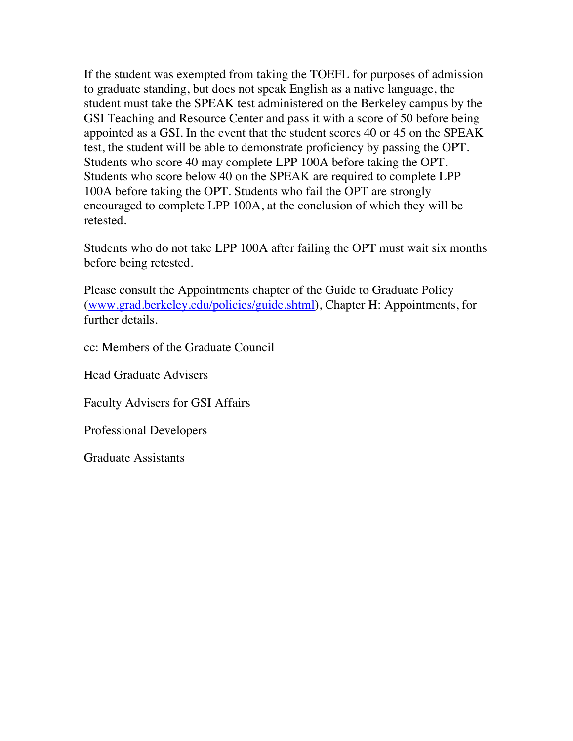If the student was exempted from taking the TOEFL for purposes of admission to graduate standing, but does not speak English as a native language, the student must take the SPEAK test administered on the Berkeley campus by the GSI Teaching and Resource Center and pass it with a score of 50 before being appointed as a GSI. In the event that the student scores 40 or 45 on the SPEAK test, the student will be able to demonstrate proficiency by passing the OPT. Students who score 40 may complete LPP 100A before taking the OPT. Students who score below 40 on the SPEAK are required to complete LPP 100A before taking the OPT. Students who fail the OPT are strongly encouraged to complete LPP 100A, at the conclusion of which they will be retested.

Students who do not take LPP 100A after failing the OPT must wait six months before being retested.

Please consult the Appointments chapter of the Guide to Graduate Policy (www.grad.berkeley.edu/policies/guide.shtml), Chapter H: Appointments, for further details.

cc: Members of the Graduate Council

Head Graduate Advisers

Faculty Advisers for GSI Affairs

Professional Developers

Graduate Assistants